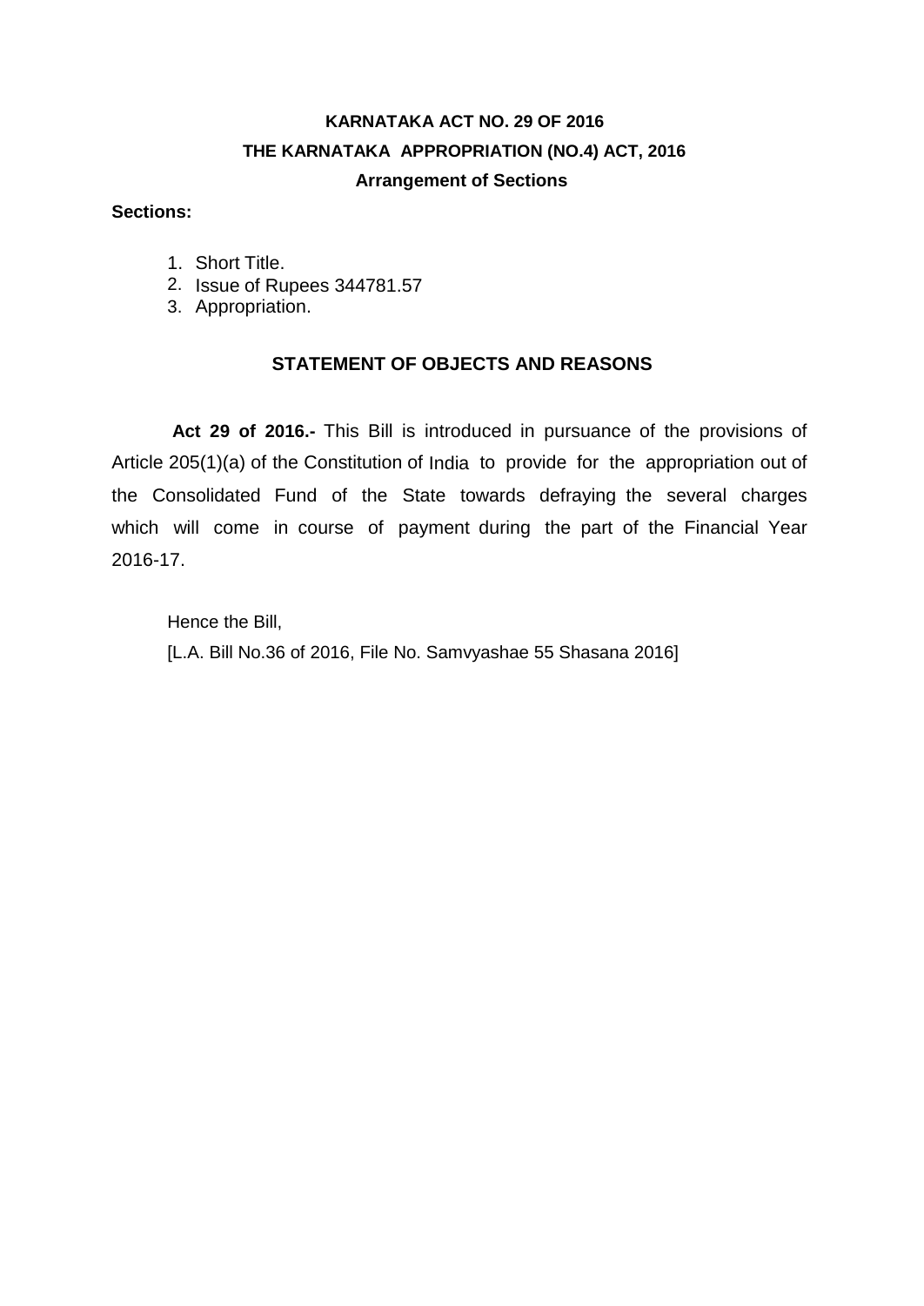# KARNATAKA ACT NO. 29 OF 2016

## THE KARNATAKA APPROPRIATION (NO.4) ACT, 2016

### Arrangement of Sections

**Sections:**

1. Short Title.
2. Issue of Rupees 344781.57
3. Appropriation.

## STATEMENT OF OBJECTS AND REASONS

**Act 29 of 2016.-** This Bill is introduced in pursuance of the provisions of Article 205(1)(a) of the Constitution of India to provide for the appropriation out of the Consolidated Fund of the State towards defraying the several charges which will come in course of payment during the part of the Financial Year 2016-17.

Hence the Bill,

[L.A. Bill No.36 of 2016, File No. Samvyashae 55 Shasana 2016]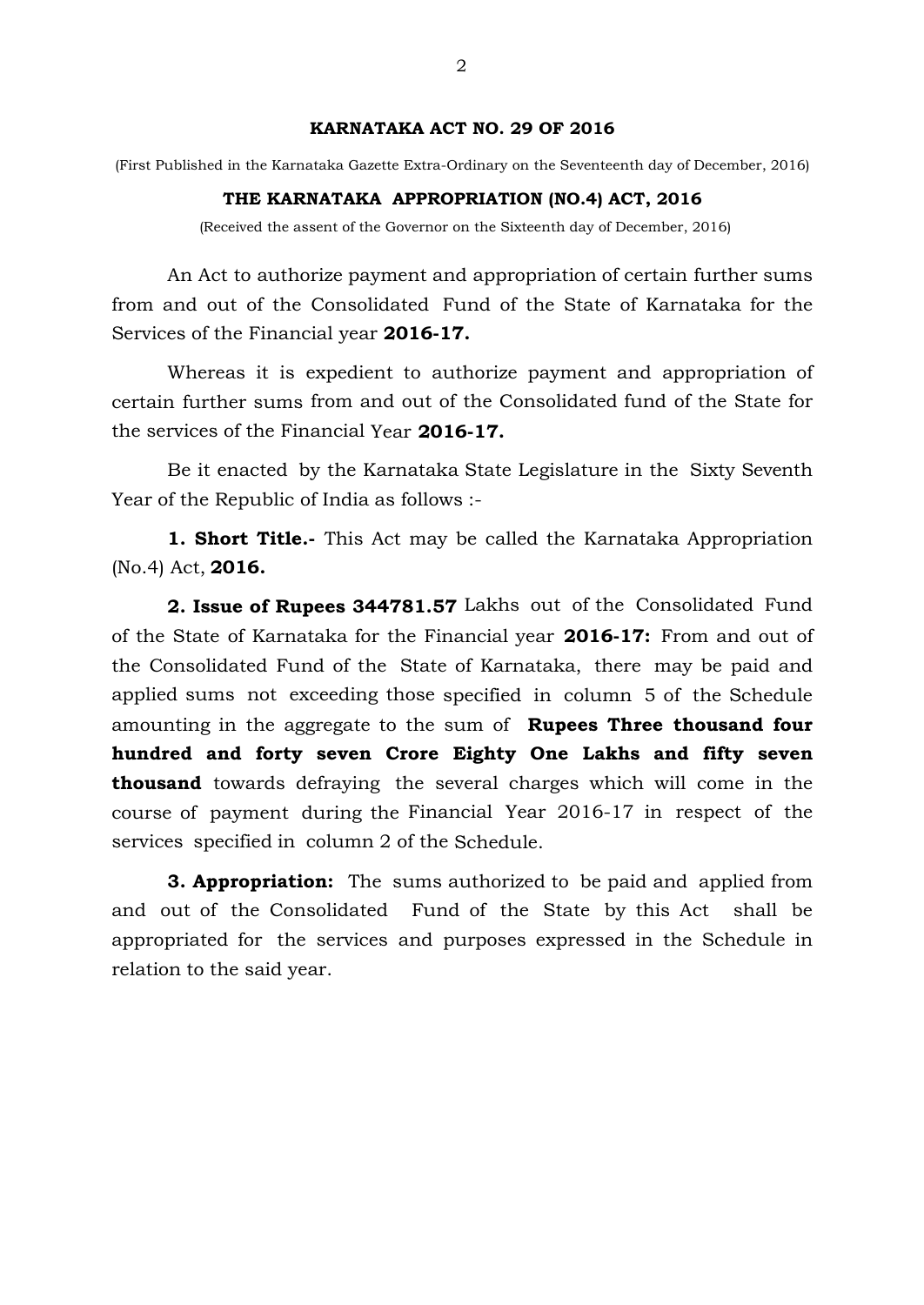**KARNATAKA ACT NO. 29 OF 2016**

(First Published in the Karnataka Gazette Extra-Ordinary on the Seventeenth day of December, 2016)

**THE KARNATAKA APPROPRIATION (NO.4) ACT, 2016**

(Received the assent of the Governor on the Sixteenth day of December, 2016)

An Act to authorize payment and appropriation of certain further sums from and out of the Consolidated Fund of the State of Karnataka for the Services of the Financial year **2016-17.**

Whereas it is expedient to authorize payment and appropriation of certain further sums from and out of the Consolidated fund of the State for the services of the Financial Year **2016-17.**

Be it enacted by the Karnataka State Legislature in the Sixty Seventh Year of the Republic of India as follows :-

**1. Short Title.-** This Act may be called the Karnataka Appropriation (No.4) Act, **2016.**

**2. Issue of Rupees 344781.57** Lakhs out of the Consolidated Fund of the State of Karnataka for the Financial year **2016-17:** From and out of the Consolidated Fund of the State of Karnataka, there may be paid and applied sums not exceeding those specified in column 5 of the Schedule amounting in the aggregate to the sum of **Rupees Three thousand four hundred and forty seven Crore Eighty One Lakhs and fifty seven thousand** towards defraying the several charges which will come in the course of payment during the Financial Year 2016-17 in respect of the services specified in column 2 of the Schedule.

**3. Appropriation:** The sums authorized to be paid and applied from and out of the Consolidated Fund of the State by this Act shall be appropriated for the services and purposes expressed in the Schedule in relation to the said year.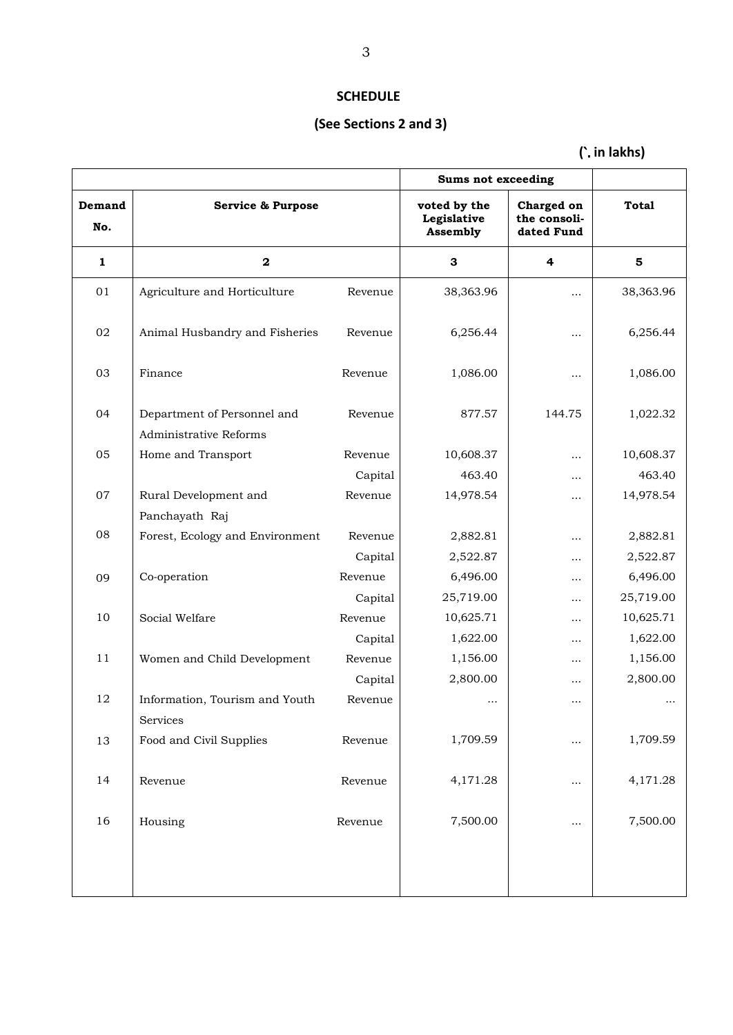## SCHEDULE

### (See Sections 2 and 3)

**(`. in lakhs)**

| | | | Sums not exceeding | | |
|---|---|---|---|---|---|
| **Demand No.** | **Service & Purpose** | | **voted by the Legislative Assembly** | **Charged on the consoli-dated Fund** | **Total** |
| **1** | **2** | | **3** | **4** | **5** |
| 01 | Agriculture and Horticulture | Revenue | 38,363.96 | ... | 38,363.96 |
| 02 | Animal Husbandry and Fisheries | Revenue | 6,256.44 | ... | 6,256.44 |
| 03 | Finance | Revenue | 1,086.00 | ... | 1,086.00 |
| 04 | Department of Personnel and Administrative Reforms | Revenue | 877.57 | 144.75 | 1,022.32 |
| 05 | Home and Transport | Revenue | 10,608.37 | ... | 10,608.37 |
| | | Capital | 463.40 | ... | 463.40 |
| 07 | Rural Development and Panchayath Raj | Revenue | 14,978.54 | ... | 14,978.54 |
| 08 | Forest, Ecology and Environment | Revenue | 2,882.81 | ... | 2,882.81 |
| | | Capital | 2,522.87 | ... | 2,522.87 |
| 09 | Co-operation | Revenue | 6,496.00 | ... | 6,496.00 |
| | | Capital | 25,719.00 | ... | 25,719.00 |
| 10 | Social Welfare | Revenue | 10,625.71 | ... | 10,625.71 |
| | | Capital | 1,622.00 | ... | 1,622.00 |
| 11 | Women and Child Development | Revenue | 1,156.00 | ... | 1,156.00 |
| | | Capital | 2,800.00 | ... | 2,800.00 |
| 12 | Information, Tourism and Youth Services | Revenue | ... | ... | ... |
| 13 | Food and Civil Supplies | Revenue | 1,709.59 | ... | 1,709.59 |
| 14 | Revenue | Revenue | 4,171.28 | ... | 4,171.28 |
| 16 | Housing | Revenue | 7,500.00 | ... | 7,500.00 |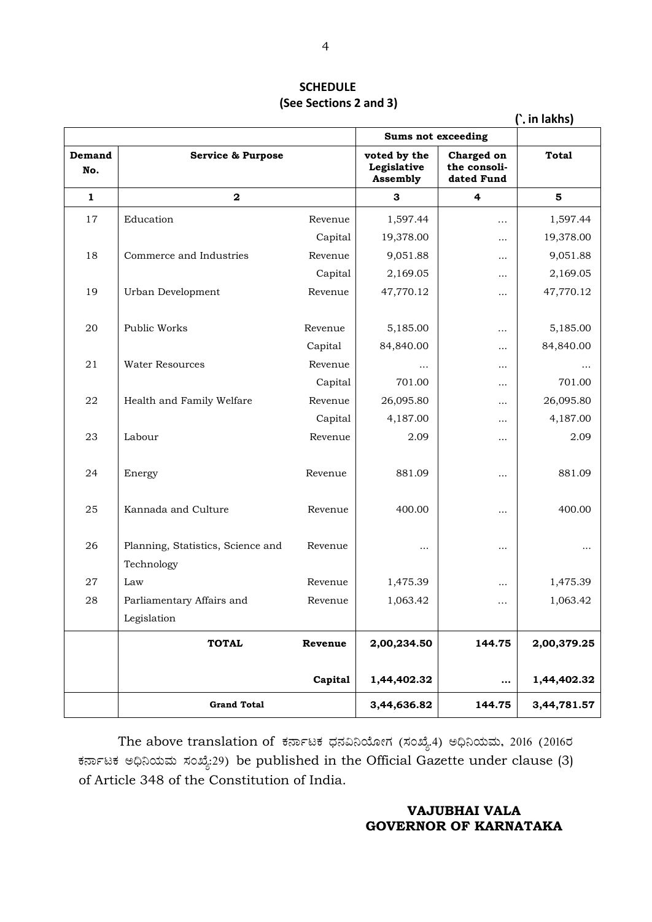**SCHEDULE**
**(See Sections 2 and 3)**

**(`. in lakhs)**

| | | | Sums not exceeding | | |
|---|---|---|---|---|---|
| **Demand No.** | **Service & Purpose** | | **voted by the Legislative Assembly** | **Charged on the consoli-dated Fund** | **Total** |
| **1** | **2** | | **3** | **4** | **5** |
| 17 | Education | Revenue | 1,597.44 | ... | 1,597.44 |
| | | Capital | 19,378.00 | ... | 19,378.00 |
| 18 | Commerce and Industries | Revenue | 9,051.88 | ... | 9,051.88 |
| | | Capital | 2,169.05 | ... | 2,169.05 |
| 19 | Urban Development | Revenue | 47,770.12 | ... | 47,770.12 |
| 20 | Public Works | Revenue | 5,185.00 | ... | 5,185.00 |
| | | Capital | 84,840.00 | ... | 84,840.00 |
| 21 | Water Resources | Revenue | ... | ... | ... |
| | | Capital | 701.00 | ... | 701.00 |
| 22 | Health and Family Welfare | Revenue | 26,095.80 | ... | 26,095.80 |
| | | Capital | 4,187.00 | ... | 4,187.00 |
| 23 | Labour | Revenue | 2.09 | ... | 2.09 |
| 24 | Energy | Revenue | 881.09 | ... | 881.09 |
| 25 | Kannada and Culture | Revenue | 400.00 | ... | 400.00 |
| 26 | Planning, Statistics, Science and Technology | Revenue | ... | ... | ... |
| 27 | Law | Revenue | 1,475.39 | ... | 1,475.39 |
| 28 | Parliamentary Affairs and Legislation | Revenue | 1,063.42 | ... | 1,063.42 |
| | **TOTAL** | **Revenue** | **2,00,234.50** | **144.75** | **2,00,379.25** |
| | | **Capital** | **1,44,402.32** | **...** | **1,44,402.32** |
| | **Grand Total** | | **3,44,636.82** | **144.75** | **3,44,781.57** |

The above translation of ಕರ್ನಾಟಕ ಧನವಿನಿಯೋಗ (ಸಂಖ್ಯೆ.4) ಅಧಿನಿಯಮ, 2016 (2016ರ ಕರ್ನಾಟಕ ಅಧಿನಿಯಮ ಸಂಖ್ಯೆ:29) be published in the Official Gazette under clause (3) of Article 348 of the Constitution of India.

**VAJUBHAI VALA**
**GOVERNOR OF KARNATAKA**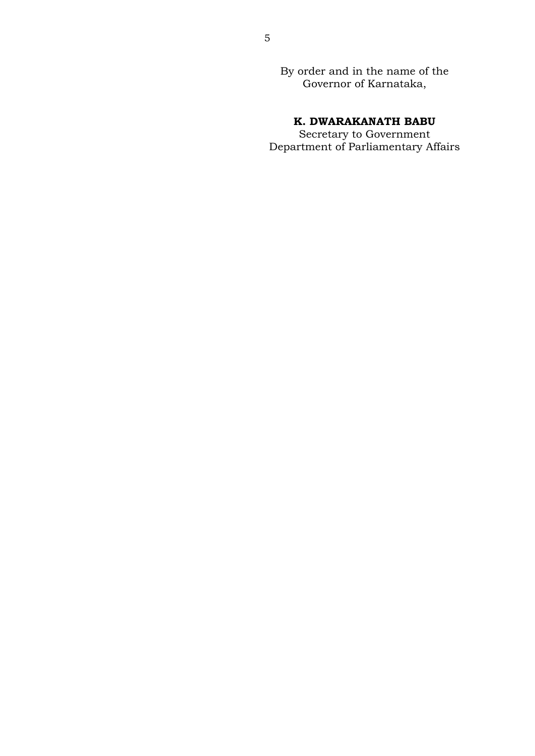By order and in the name of the
Governor of Karnataka,

**K. DWARAKANATH BABU**
Secretary to Government
Department of Parliamentary Affairs